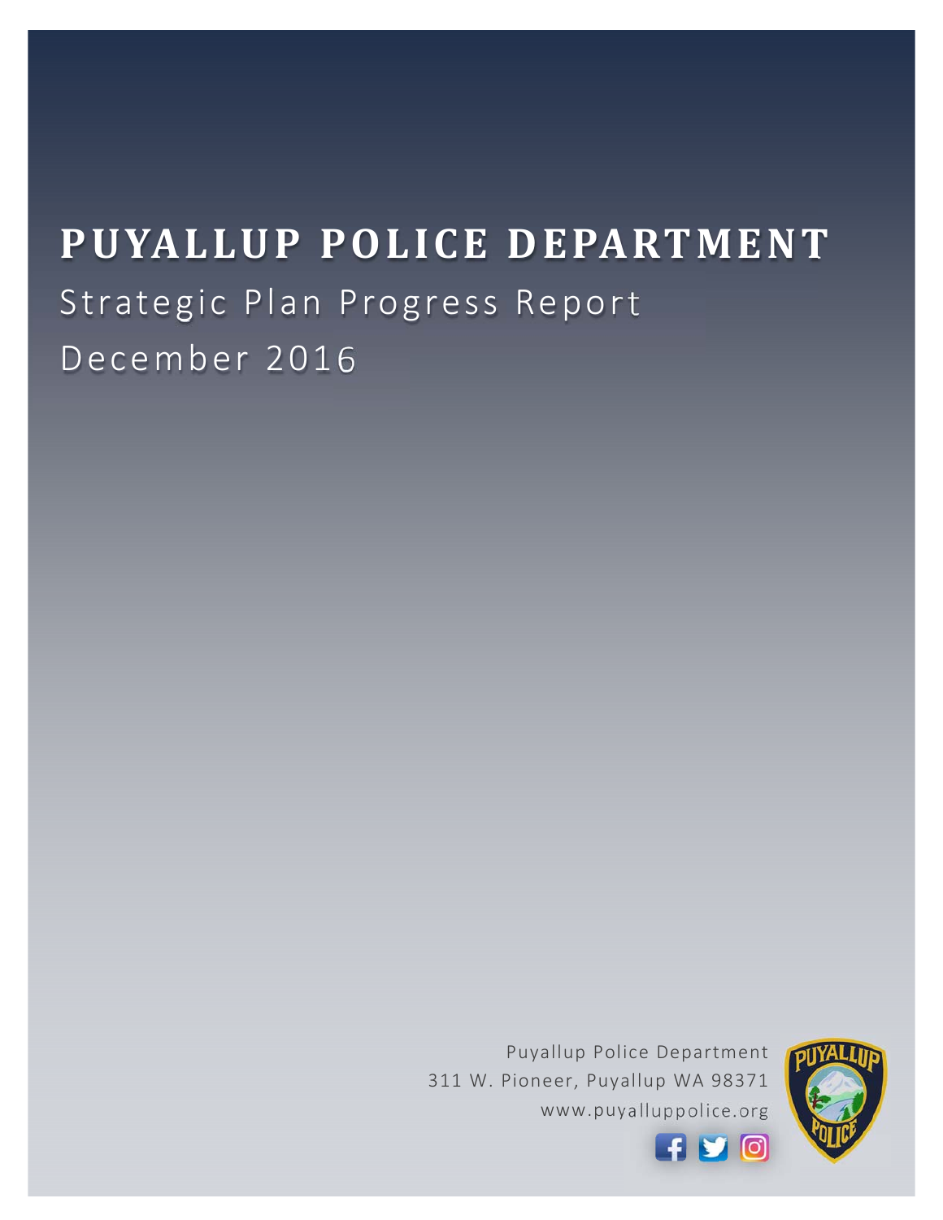# PUYALLUP POLICE DEPARTMENT

Strategic Plan Progress Report

December 2016

Puyallup Police Department
311 W. Pioneer, Puyallup WA 98371
www.puyalluppolice.org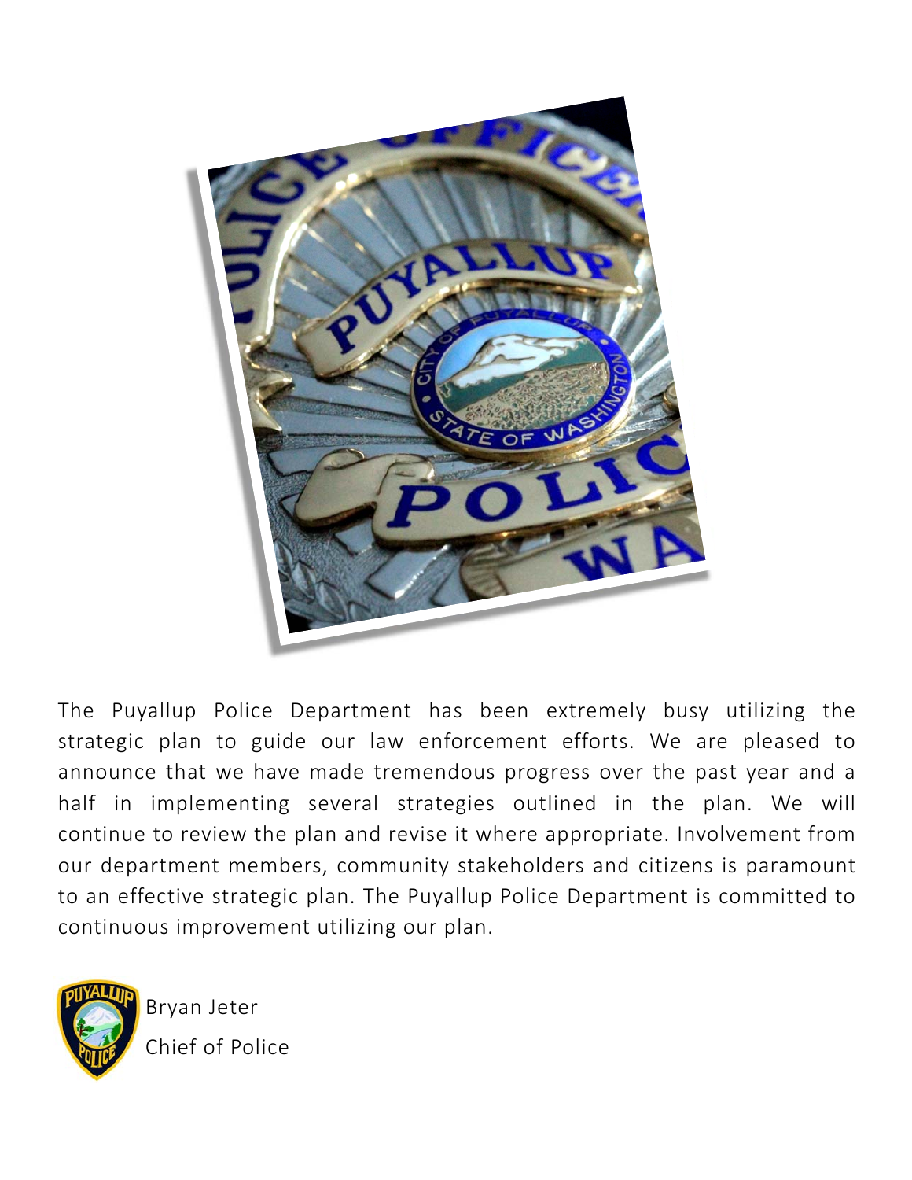The Puyallup Police Department has been extremely busy utilizing the strategic plan to guide our law enforcement efforts. We are pleased to announce that we have made tremendous progress over the past year and a half in implementing several strategies outlined in the plan. We will continue to review the plan and revise it where appropriate. Involvement from our department members, community stakeholders and citizens is paramount to an effective strategic plan. The Puyallup Police Department is committed to continuous improvement utilizing our plan.

Bryan Jeter

Chief of Police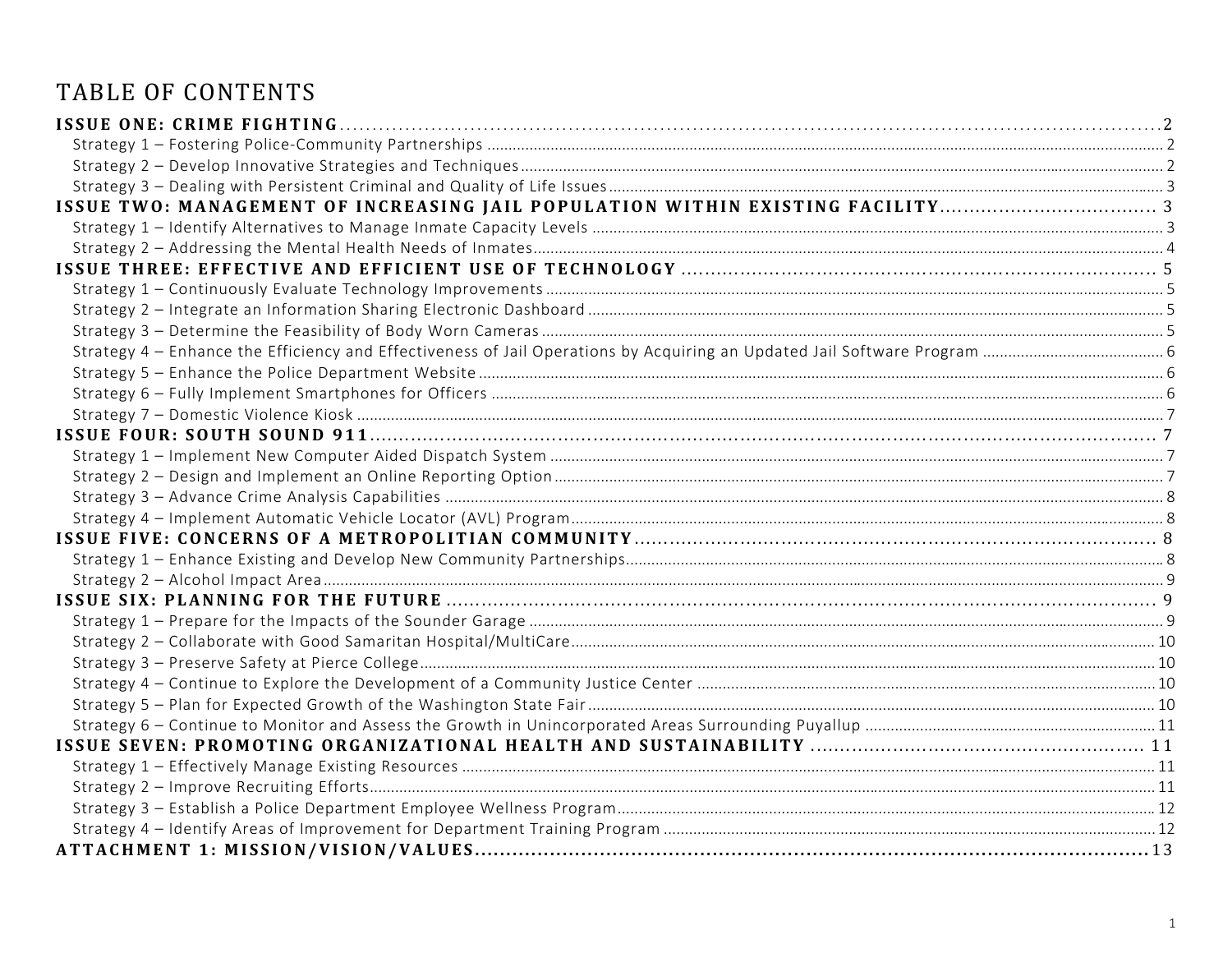# TABLE OF CONTENTS

**ISSUE ONE: CRIME FIGHTING** ..... 2
- Strategy 1 – Fostering Police-Community Partnerships ..... 2
- Strategy 2 – Develop Innovative Strategies and Techniques ..... 2
- Strategy 3 – Dealing with Persistent Criminal and Quality of Life Issues ..... 3

**ISSUE TWO: MANAGEMENT OF INCREASING JAIL POPULATION WITHIN EXISTING FACILITY** ..... 3
- Strategy 1 – Identify Alternatives to Manage Inmate Capacity Levels ..... 3
- Strategy 2 – Addressing the Mental Health Needs of Inmates ..... 4

**ISSUE THREE: EFFECTIVE AND EFFICIENT USE OF TECHNOLOGY** ..... 5
- Strategy 1 – Continuously Evaluate Technology Improvements ..... 5
- Strategy 2 – Integrate an Information Sharing Electronic Dashboard ..... 5
- Strategy 3 – Determine the Feasibility of Body Worn Cameras ..... 5
- Strategy 4 – Enhance the Efficiency and Effectiveness of Jail Operations by Acquiring an Updated Jail Software Program ..... 6
- Strategy 5 – Enhance the Police Department Website ..... 6
- Strategy 6 – Fully Implement Smartphones for Officers ..... 6
- Strategy 7 – Domestic Violence Kiosk ..... 7

**ISSUE FOUR: SOUTH SOUND 911** ..... 7
- Strategy 1 – Implement New Computer Aided Dispatch System ..... 7
- Strategy 2 – Design and Implement an Online Reporting Option ..... 7
- Strategy 3 – Advance Crime Analysis Capabilities ..... 8
- Strategy 4 – Implement Automatic Vehicle Locator (AVL) Program ..... 8

**ISSUE FIVE: CONCERNS OF A METROPOLITIAN COMMUNITY** ..... 8
- Strategy 1 – Enhance Existing and Develop New Community Partnerships ..... 8
- Strategy 2 – Alcohol Impact Area ..... 9

**ISSUE SIX: PLANNING FOR THE FUTURE** ..... 9
- Strategy 1 – Prepare for the Impacts of the Sounder Garage ..... 9
- Strategy 2 – Collaborate with Good Samaritan Hospital/MultiCare ..... 10
- Strategy 3 – Preserve Safety at Pierce College ..... 10
- Strategy 4 – Continue to Explore the Development of a Community Justice Center ..... 10
- Strategy 5 – Plan for Expected Growth of the Washington State Fair ..... 10
- Strategy 6 – Continue to Monitor and Assess the Growth in Unincorporated Areas Surrounding Puyallup ..... 11

**ISSUE SEVEN: PROMOTING ORGANIZATIONAL HEALTH AND SUSTAINABILITY** ..... 11
- Strategy 1 – Effectively Manage Existing Resources ..... 11
- Strategy 2 – Improve Recruiting Efforts ..... 11
- Strategy 3 – Establish a Police Department Employee Wellness Program ..... 12
- Strategy 4 – Identify Areas of Improvement for Department Training Program ..... 12

**ATTACHMENT 1: MISSION/VISION/VALUES** ..... 13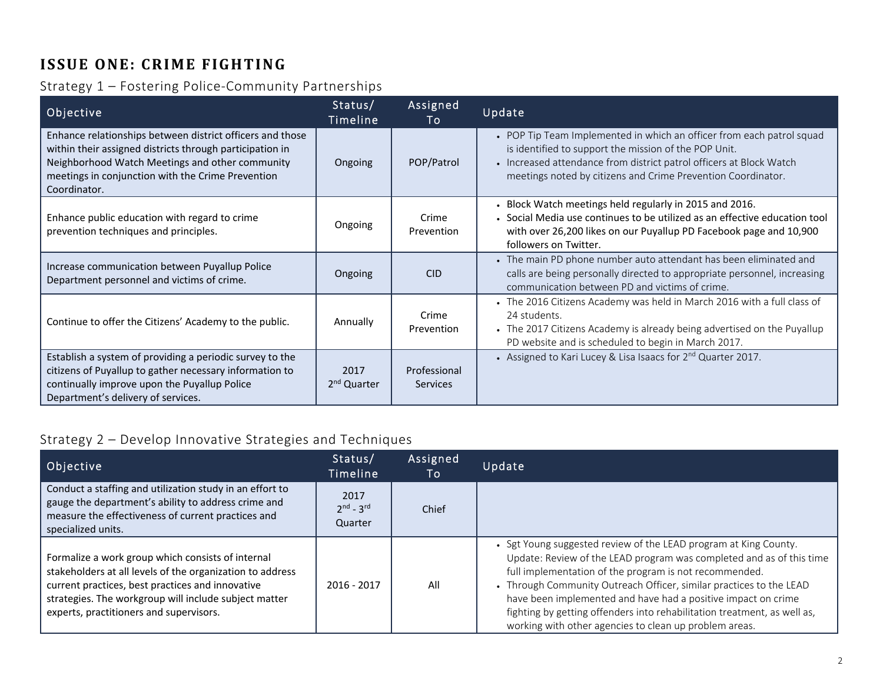# ISSUE ONE: CRIME FIGHTING

## Strategy 1 – Fostering Police-Community Partnerships

| Objective | Status/ Timeline | Assigned To | Update |
|---|---|---|---|
| Enhance relationships between district officers and those within their assigned districts through participation in Neighborhood Watch Meetings and other community meetings in conjunction with the Crime Prevention Coordinator. | Ongoing | POP/Patrol | • POP Tip Team Implemented in which an officer from each patrol squad is identified to support the mission of the POP Unit.<br>• Increased attendance from district patrol officers at Block Watch meetings noted by citizens and Crime Prevention Coordinator. |
| Enhance public education with regard to crime prevention techniques and principles. | Ongoing | Crime Prevention | • Block Watch meetings held regularly in 2015 and 2016.<br>• Social Media use continues to be utilized as an effective education tool with over 26,200 likes on our Puyallup PD Facebook page and 10,900 followers on Twitter. |
| Increase communication between Puyallup Police Department personnel and victims of crime. | Ongoing | CID | • The main PD phone number auto attendant has been eliminated and calls are being personally directed to appropriate personnel, increasing communication between PD and victims of crime. |
| Continue to offer the Citizens' Academy to the public. | Annually | Crime Prevention | • The 2016 Citizens Academy was held in March 2016 with a full class of 24 students.<br>• The 2017 Citizens Academy is already being advertised on the Puyallup PD website and is scheduled to begin in March 2017. |
| Establish a system of providing a periodic survey to the citizens of Puyallup to gather necessary information to continually improve upon the Puyallup Police Department's delivery of services. | 2017 2nd Quarter | Professional Services | • Assigned to Kari Lucey & Lisa Isaacs for 2nd Quarter 2017. |

## Strategy 2 – Develop Innovative Strategies and Techniques

| Objective | Status/ Timeline | Assigned To | Update |
|---|---|---|---|
| Conduct a staffing and utilization study in an effort to gauge the department's ability to address crime and measure the effectiveness of current practices and specialized units. | 2017 2nd - 3rd Quarter | Chief | |
| Formalize a work group which consists of internal stakeholders at all levels of the organization to address current practices, best practices and innovative strategies. The workgroup will include subject matter experts, practitioners and supervisors. | 2016 - 2017 | All | • Sgt Young suggested review of the LEAD program at King County. Update: Review of the LEAD program was completed and as of this time full implementation of the program is not recommended.<br>• Through Community Outreach Officer, similar practices to the LEAD have been implemented and have had a positive impact on crime fighting by getting offenders into rehabilitation treatment, as well as, working with other agencies to clean up problem areas. |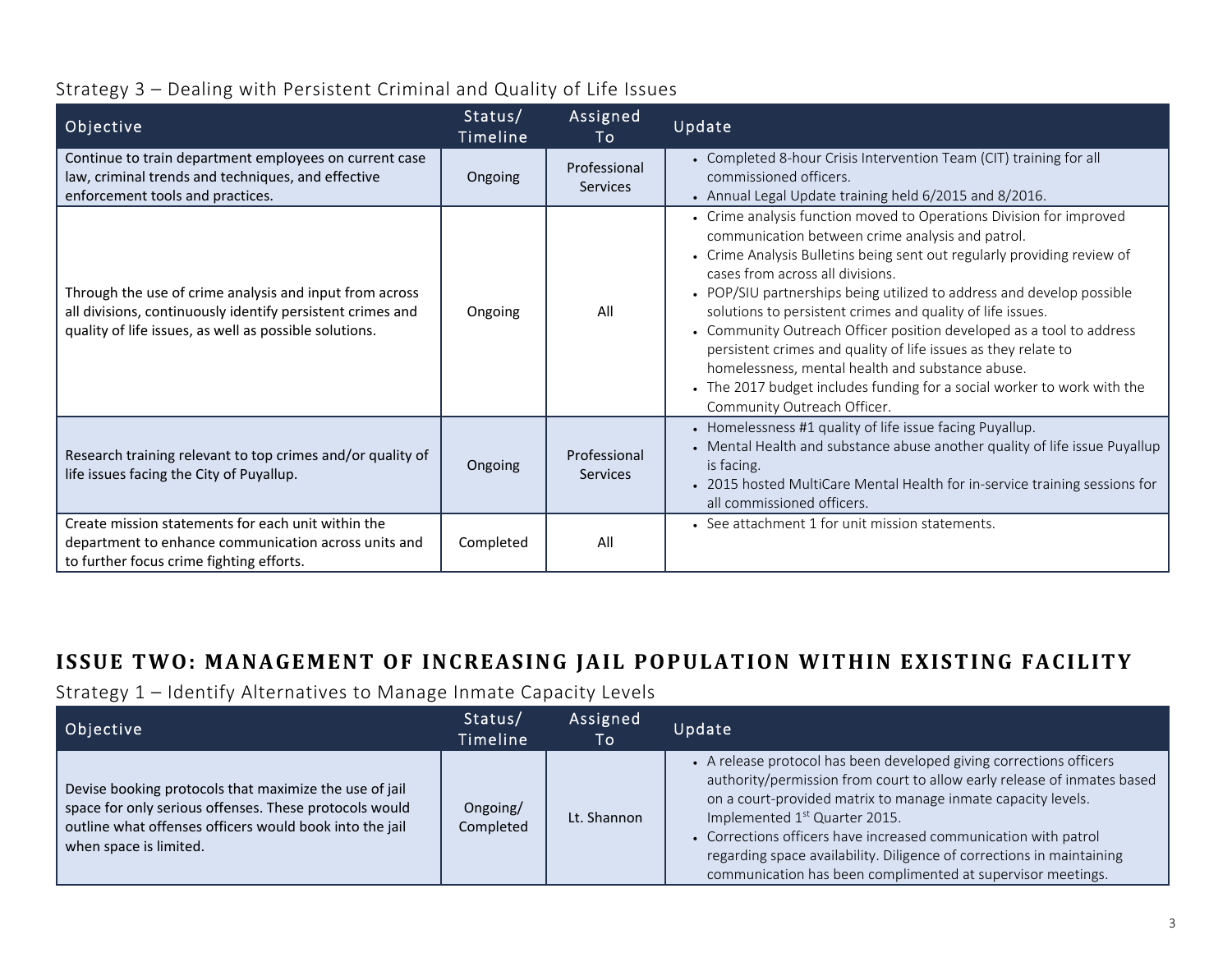### Strategy 3 – Dealing with Persistent Criminal and Quality of Life Issues

| Objective | Status/ Timeline | Assigned To | Update |
|---|---|---|---|
| Continue to train department employees on current case law, criminal trends and techniques, and effective enforcement tools and practices. | Ongoing | Professional Services | • Completed 8-hour Crisis Intervention Team (CIT) training for all commissioned officers.<br>• Annual Legal Update training held 6/2015 and 8/2016. |
| Through the use of crime analysis and input from across all divisions, continuously identify persistent crimes and quality of life issues, as well as possible solutions. | Ongoing | All | • Crime analysis function moved to Operations Division for improved communication between crime analysis and patrol.<br>• Crime Analysis Bulletins being sent out regularly providing review of cases from across all divisions.<br>• POP/SIU partnerships being utilized to address and develop possible solutions to persistent crimes and quality of life issues.<br>• Community Outreach Officer position developed as a tool to address persistent crimes and quality of life issues as they relate to homelessness, mental health and substance abuse.<br>• The 2017 budget includes funding for a social worker to work with the Community Outreach Officer. |
| Research training relevant to top crimes and/or quality of life issues facing the City of Puyallup. | Ongoing | Professional Services | • Homelessness #1 quality of life issue facing Puyallup.<br>• Mental Health and substance abuse another quality of life issue Puyallup is facing.<br>• 2015 hosted MultiCare Mental Health for in-service training sessions for all commissioned officers. |
| Create mission statements for each unit within the department to enhance communication across units and to further focus crime fighting efforts. | Completed | All | • See attachment 1 for unit mission statements. |

## ISSUE TWO: MANAGEMENT OF INCREASING JAIL POPULATION WITHIN EXISTING FACILITY

### Strategy 1 – Identify Alternatives to Manage Inmate Capacity Levels

| Objective | Status/ Timeline | Assigned To | Update |
|---|---|---|---|
| Devise booking protocols that maximize the use of jail space for only serious offenses. These protocols would outline what offenses officers would book into the jail when space is limited. | Ongoing/ Completed | Lt. Shannon | • A release protocol has been developed giving corrections officers authority/permission from court to allow early release of inmates based on a court-provided matrix to manage inmate capacity levels. Implemented 1st Quarter 2015.<br>• Corrections officers have increased communication with patrol regarding space availability. Diligence of corrections in maintaining communication has been complimented at supervisor meetings. |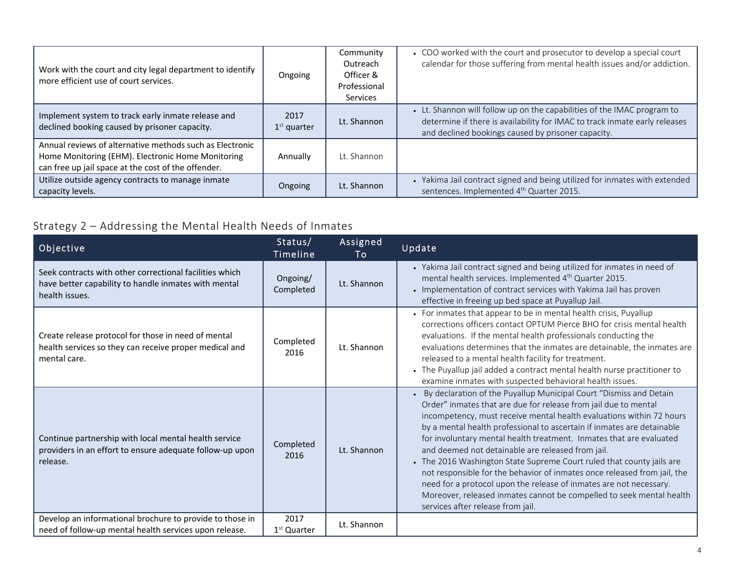| | | | |
|---|---|---|---|
| Work with the court and city legal department to identify more efficient use of court services. | Ongoing | Community Outreach Officer & Professional Services | • COO worked with the court and prosecutor to develop a special court calendar for those suffering from mental health issues and/or addiction. |
| Implement system to track early inmate release and declined booking caused by prisoner capacity. | 2017 1st quarter | Lt. Shannon | • Lt. Shannon will follow up on the capabilities of the IMAC program to determine if there is availability for IMAC to track inmate early releases and declined bookings caused by prisoner capacity. |
| Annual reviews of alternative methods such as Electronic Home Monitoring (EHM). Electronic Home Monitoring can free up jail space at the cost of the offender. | Annually | Lt. Shannon | |
| Utilize outside agency contracts to manage inmate capacity levels. | Ongoing | Lt. Shannon | • Yakima Jail contract signed and being utilized for inmates with extended sentences. Implemented 4th Quarter 2015. |

## Strategy 2 – Addressing the Mental Health Needs of Inmates

| Objective | Status/ Timeline | Assigned To | Update |
|---|---|---|---|
| Seek contracts with other correctional facilities which have better capability to handle inmates with mental health issues. | Ongoing/ Completed | Lt. Shannon | • Yakima Jail contract signed and being utilized for inmates in need of mental health services. Implemented 4th Quarter 2015.<br>• Implementation of contract services with Yakima Jail has proven effective in freeing up bed space at Puyallup Jail. |
| Create release protocol for those in need of mental health services so they can receive proper medical and mental care. | Completed 2016 | Lt. Shannon | • For inmates that appear to be in mental health crisis, Puyallup corrections officers contact OPTUM Pierce BHO for crisis mental health evaluations. If the mental health professionals conducting the evaluations determines that the inmates are detainable, the inmates are released to a mental health facility for treatment.<br>• The Puyallup jail added a contract mental health nurse practitioner to examine inmates with suspected behavioral health issues. |
| Continue partnership with local mental health service providers in an effort to ensure adequate follow-up upon release. | Completed 2016 | Lt. Shannon | • By declaration of the Puyallup Municipal Court "Dismiss and Detain Order" inmates that are due for release from jail due to mental incompetency, must receive mental health evaluations within 72 hours by a mental health professional to ascertain if inmates are detainable for involuntary mental health treatment. Inmates that are evaluated and deemed not detainable are released from jail.<br>• The 2016 Washington State Supreme Court ruled that county jails are not responsible for the behavior of inmates once released from jail, the need for a protocol upon the release of inmates are not necessary. Moreover, released inmates cannot be compelled to seek mental health services after release from jail. |
| Develop an informational brochure to provide to those in need of follow-up mental health services upon release. | 2017 1st Quarter | Lt. Shannon | |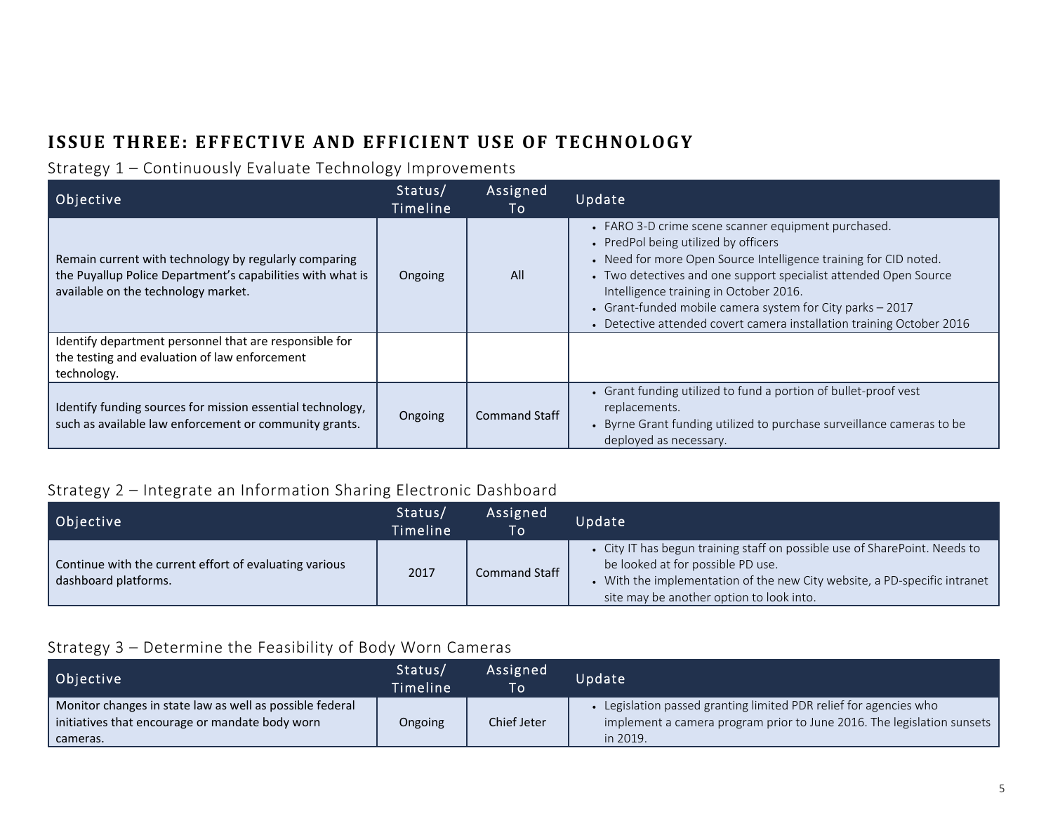## ISSUE THREE: EFFECTIVE AND EFFICIENT USE OF TECHNOLOGY

### Strategy 1 – Continuously Evaluate Technology Improvements

| Objective | Status/ Timeline | Assigned To | Update |
|---|---|---|---|
| Remain current with technology by regularly comparing the Puyallup Police Department's capabilities with what is available on the technology market. | Ongoing | All | • FARO 3-D crime scene scanner equipment purchased.<br>• PredPol being utilized by officers<br>• Need for more Open Source Intelligence training for CID noted.<br>• Two detectives and one support specialist attended Open Source Intelligence training in October 2016.<br>• Grant-funded mobile camera system for City parks – 2017<br>• Detective attended covert camera installation training October 2016 |
| Identify department personnel that are responsible for the testing and evaluation of law enforcement technology. | | | |
| Identify funding sources for mission essential technology, such as available law enforcement or community grants. | Ongoing | Command Staff | • Grant funding utilized to fund a portion of bullet-proof vest replacements.<br>• Byrne Grant funding utilized to purchase surveillance cameras to be deployed as necessary. |

### Strategy 2 – Integrate an Information Sharing Electronic Dashboard

| Objective | Status/ Timeline | Assigned To | Update |
|---|---|---|---|
| Continue with the current effort of evaluating various dashboard platforms. | 2017 | Command Staff | • City IT has begun training staff on possible use of SharePoint. Needs to be looked at for possible PD use.<br>• With the implementation of the new City website, a PD-specific intranet site may be another option to look into. |

### Strategy 3 – Determine the Feasibility of Body Worn Cameras

| Objective | Status/ Timeline | Assigned To | Update |
|---|---|---|---|
| Monitor changes in state law as well as possible federal initiatives that encourage or mandate body worn cameras. | Ongoing | Chief Jeter | • Legislation passed granting limited PDR relief for agencies who implement a camera program prior to June 2016. The legislation sunsets in 2019. |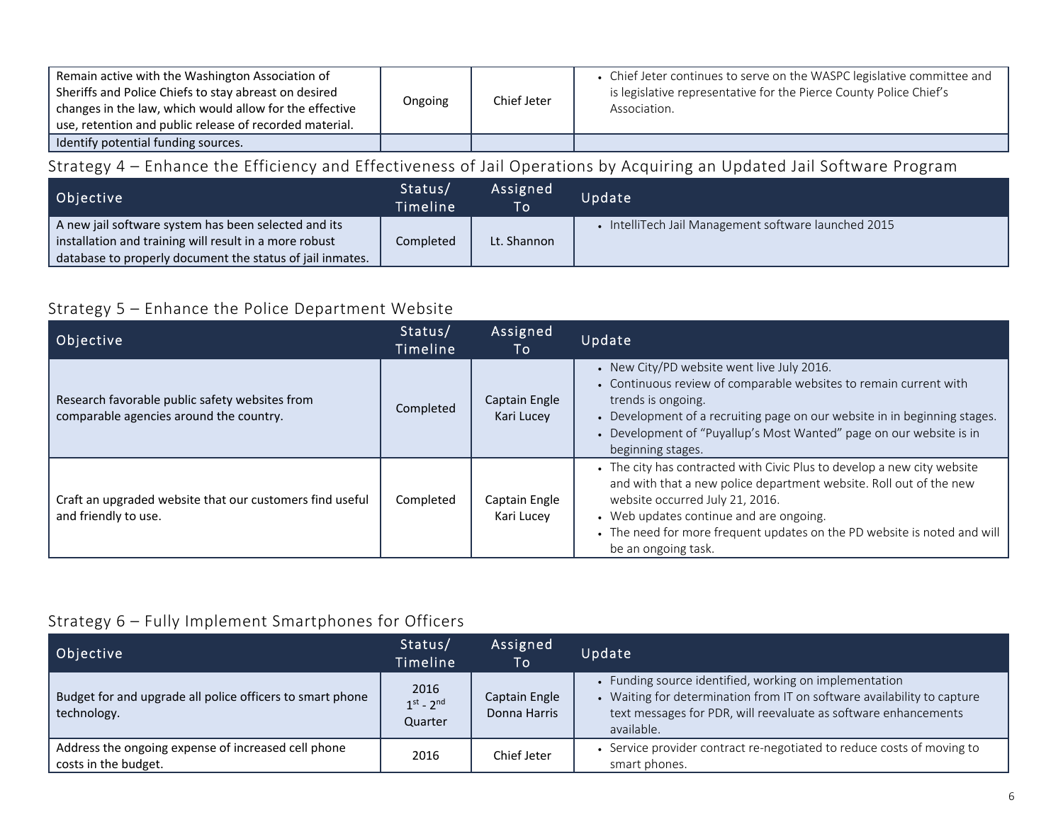| Objective | Status/ Timeline | Assigned To | Update |
|---|---|---|---|
| Remain active with the Washington Association of Sheriffs and Police Chiefs to stay abreast on desired changes in the law, which would allow for the effective use, retention and public release of recorded material. | Ongoing | Chief Jeter | • Chief Jeter continues to serve on the WASPC legislative committee and is legislative representative for the Pierce County Police Chief's Association. |
| Identify potential funding sources. | | | |

## Strategy 4 – Enhance the Efficiency and Effectiveness of Jail Operations by Acquiring an Updated Jail Software Program

| Objective | Status/ Timeline | Assigned To | Update |
|---|---|---|---|
| A new jail software system has been selected and its installation and training will result in a more robust database to properly document the status of jail inmates. | Completed | Lt. Shannon | • IntelliTech Jail Management software launched 2015 |

## Strategy 5 – Enhance the Police Department Website

| Objective | Status/ Timeline | Assigned To | Update |
|---|---|---|---|
| Research favorable public safety websites from comparable agencies around the country. | Completed | Captain Engle Kari Lucey | • New City/PD website went live July 2016. • Continuous review of comparable websites to remain current with trends is ongoing. • Development of a recruiting page on our website in in beginning stages. • Development of "Puyallup's Most Wanted" page on our website is in beginning stages. |
| Craft an upgraded website that our customers find useful and friendly to use. | Completed | Captain Engle Kari Lucey | • The city has contracted with Civic Plus to develop a new city website and with that a new police department website. Roll out of the new website occurred July 21, 2016. • Web updates continue and are ongoing. • The need for more frequent updates on the PD website is noted and will be an ongoing task. |

## Strategy 6 – Fully Implement Smartphones for Officers

| Objective | Status/ Timeline | Assigned To | Update |
|---|---|---|---|
| Budget for and upgrade all police officers to smart phone technology. | 2016 1st - 2nd Quarter | Captain Engle Donna Harris | • Funding source identified, working on implementation • Waiting for determination from IT on software availability to capture text messages for PDR, will reevaluate as software enhancements available. |
| Address the ongoing expense of increased cell phone costs in the budget. | 2016 | Chief Jeter | • Service provider contract re-negotiated to reduce costs of moving to smart phones. |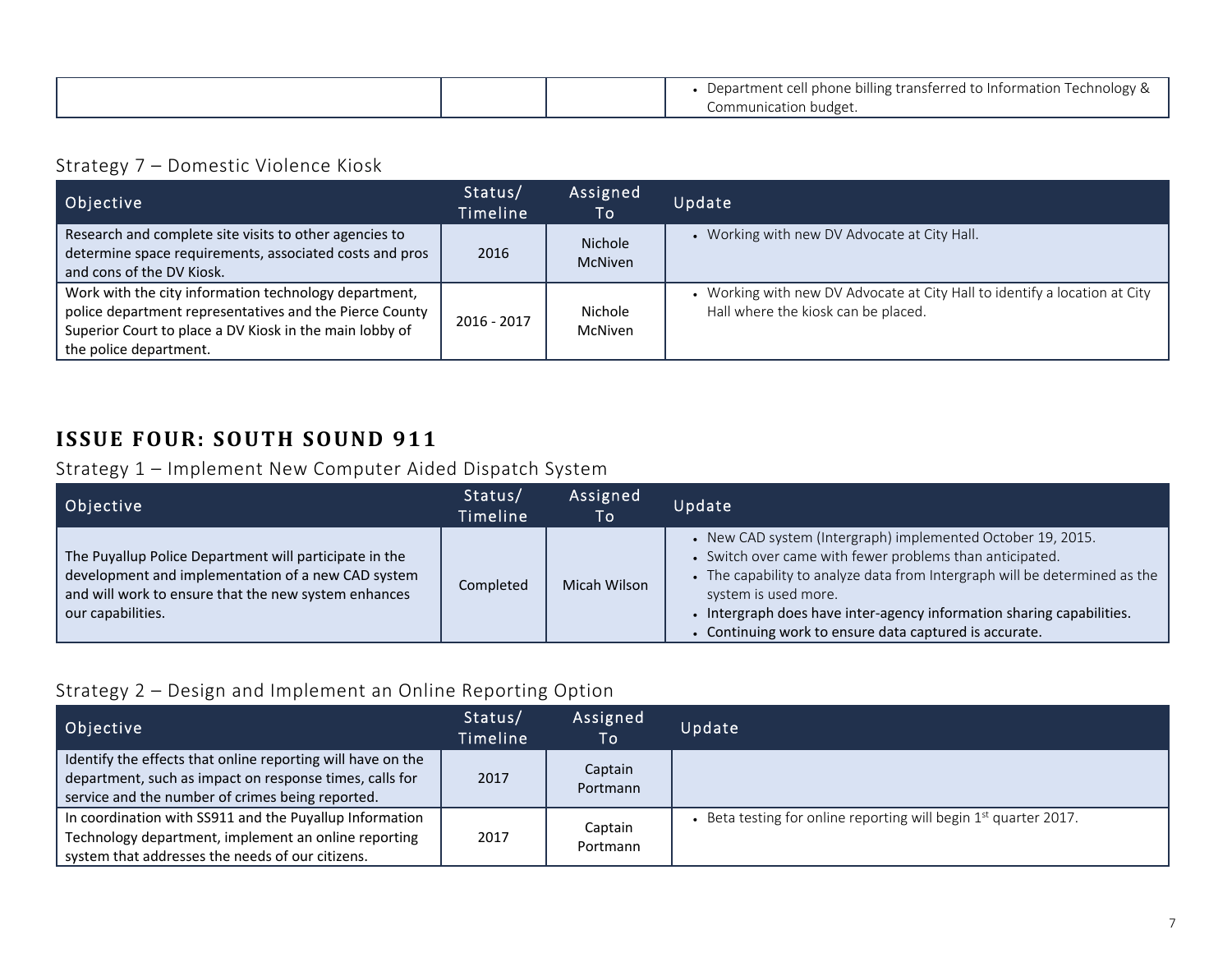| | | | |
|---|---|---|---|
| | | | • Department cell phone billing transferred to Information Technology & Communication budget. |

### Strategy 7 – Domestic Violence Kiosk

| Objective | Status/ Timeline | Assigned To | Update |
|---|---|---|---|
| Research and complete site visits to other agencies to determine space requirements, associated costs and pros and cons of the DV Kiosk. | 2016 | Nichole McNiven | • Working with new DV Advocate at City Hall. |
| Work with the city information technology department, police department representatives and the Pierce County Superior Court to place a DV Kiosk in the main lobby of the police department. | 2016 - 2017 | Nichole McNiven | • Working with new DV Advocate at City Hall to identify a location at City Hall where the kiosk can be placed. |

## ISSUE FOUR: SOUTH SOUND 911

### Strategy 1 – Implement New Computer Aided Dispatch System

| Objective | Status/ Timeline | Assigned To | Update |
|---|---|---|---|
| The Puyallup Police Department will participate in the development and implementation of a new CAD system and will work to ensure that the new system enhances our capabilities. | Completed | Micah Wilson | • New CAD system (Intergraph) implemented October 19, 2015. • Switch over came with fewer problems than anticipated. • The capability to analyze data from Intergraph will be determined as the system is used more. • Intergraph does have inter-agency information sharing capabilities. • Continuing work to ensure data captured is accurate. |

### Strategy 2 – Design and Implement an Online Reporting Option

| Objective | Status/ Timeline | Assigned To | Update |
|---|---|---|---|
| Identify the effects that online reporting will have on the department, such as impact on response times, calls for service and the number of crimes being reported. | 2017 | Captain Portmann | |
| In coordination with SS911 and the Puyallup Information Technology department, implement an online reporting system that addresses the needs of our citizens. | 2017 | Captain Portmann | • Beta testing for online reporting will begin 1st quarter 2017. |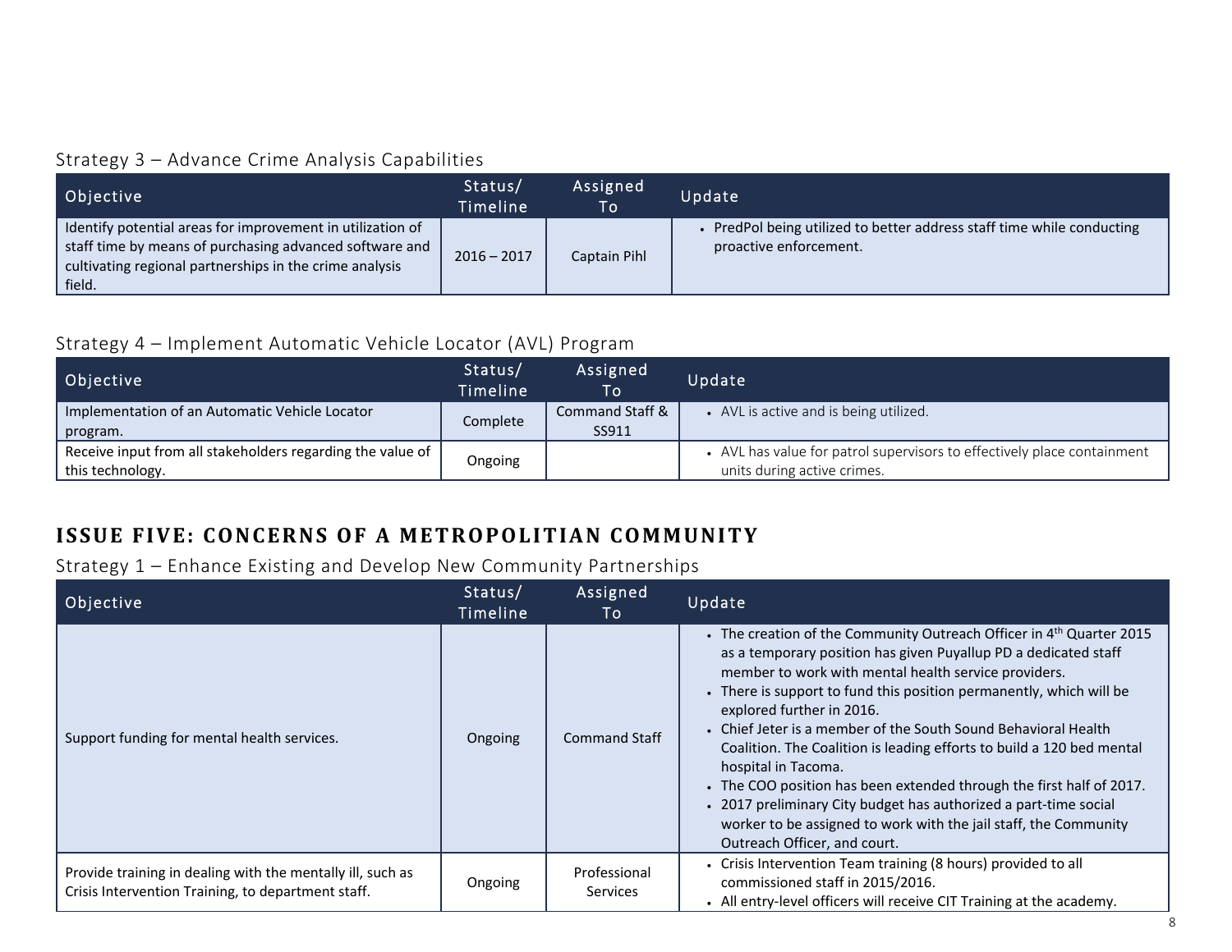### Strategy 3 – Advance Crime Analysis Capabilities

| Objective | Status/ Timeline | Assigned To | Update |
|---|---|---|---|
| Identify potential areas for improvement in utilization of staff time by means of purchasing advanced software and cultivating regional partnerships in the crime analysis field. | 2016 – 2017 | Captain Pihl | • PredPol being utilized to better address staff time while conducting proactive enforcement. |

### Strategy 4 – Implement Automatic Vehicle Locator (AVL) Program

| Objective | Status/ Timeline | Assigned To | Update |
|---|---|---|---|
| Implementation of an Automatic Vehicle Locator program. | Complete | Command Staff & SS911 | • AVL is active and is being utilized. |
| Receive input from all stakeholders regarding the value of this technology. | Ongoing | | • AVL has value for patrol supervisors to effectively place containment units during active crimes. |

## ISSUE FIVE: CONCERNS OF A METROPOLITIAN COMMUNITY

### Strategy 1 – Enhance Existing and Develop New Community Partnerships

| Objective | Status/ Timeline | Assigned To | Update |
|---|---|---|---|
| Support funding for mental health services. | Ongoing | Command Staff | • The creation of the Community Outreach Officer in 4th Quarter 2015 as a temporary position has given Puyallup PD a dedicated staff member to work with mental health service providers. • There is support to fund this position permanently, which will be explored further in 2016. • Chief Jeter is a member of the South Sound Behavioral Health Coalition. The Coalition is leading efforts to build a 120 bed mental hospital in Tacoma. • The COO position has been extended through the first half of 2017. • 2017 preliminary City budget has authorized a part-time social worker to be assigned to work with the jail staff, the Community Outreach Officer, and court. |
| Provide training in dealing with the mentally ill, such as Crisis Intervention Training, to department staff. | Ongoing | Professional Services | • Crisis Intervention Team training (8 hours) provided to all commissioned staff in 2015/2016. • All entry-level officers will receive CIT Training at the academy. |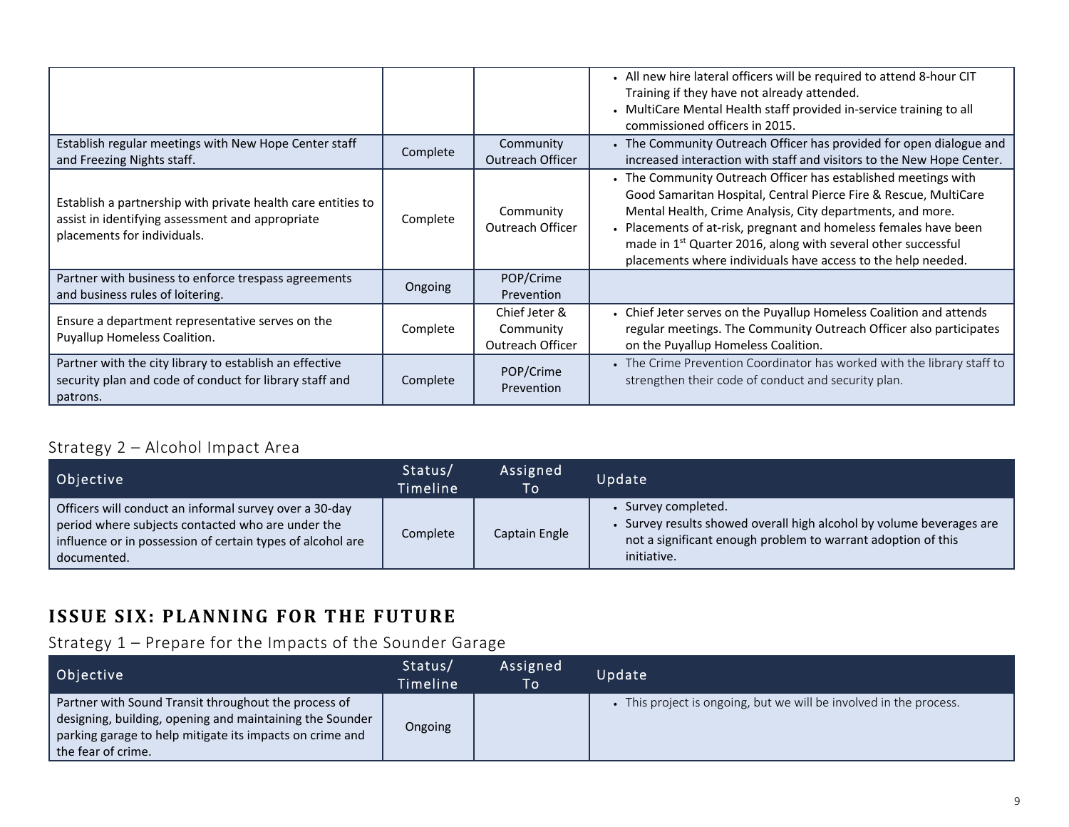| Objective | Status/ Timeline | Assigned To | Update |
| --- | --- | --- | --- |
| | | | • All new hire lateral officers will be required to attend 8-hour CIT Training if they have not already attended.<br>• MultiCare Mental Health staff provided in-service training to all commissioned officers in 2015. |
| Establish regular meetings with New Hope Center staff and Freezing Nights staff. | Complete | Community Outreach Officer | • The Community Outreach Officer has provided for open dialogue and increased interaction with staff and visitors to the New Hope Center. |
| Establish a partnership with private health care entities to assist in identifying assessment and appropriate placements for individuals. | Complete | Community Outreach Officer | • The Community Outreach Officer has established meetings with Good Samaritan Hospital, Central Pierce Fire & Rescue, MultiCare Mental Health, Crime Analysis, City departments, and more.<br>• Placements of at-risk, pregnant and homeless females have been made in 1st Quarter 2016, along with several other successful placements where individuals have access to the help needed. |
| Partner with business to enforce trespass agreements and business rules of loitering. | Ongoing | POP/Crime Prevention | |
| Ensure a department representative serves on the Puyallup Homeless Coalition. | Complete | Chief Jeter & Community Outreach Officer | • Chief Jeter serves on the Puyallup Homeless Coalition and attends regular meetings. The Community Outreach Officer also participates on the Puyallup Homeless Coalition. |
| Partner with the city library to establish an effective security plan and code of conduct for library staff and patrons. | Complete | POP/Crime Prevention | • The Crime Prevention Coordinator has worked with the library staff to strengthen their code of conduct and security plan. |

### Strategy 2 – Alcohol Impact Area

| Objective | Status/ Timeline | Assigned To | Update |
| --- | --- | --- | --- |
| Officers will conduct an informal survey over a 30-day period where subjects contacted who are under the influence or in possession of certain types of alcohol are documented. | Complete | Captain Engle | • Survey completed.<br>• Survey results showed overall high alcohol by volume beverages are not a significant enough problem to warrant adoption of this initiative. |

## ISSUE SIX: PLANNING FOR THE FUTURE

### Strategy 1 – Prepare for the Impacts of the Sounder Garage

| Objective | Status/ Timeline | Assigned To | Update |
| --- | --- | --- | --- |
| Partner with Sound Transit throughout the process of designing, building, opening and maintaining the Sounder parking garage to help mitigate its impacts on crime and the fear of crime. | Ongoing | | • This project is ongoing, but we will be involved in the process. |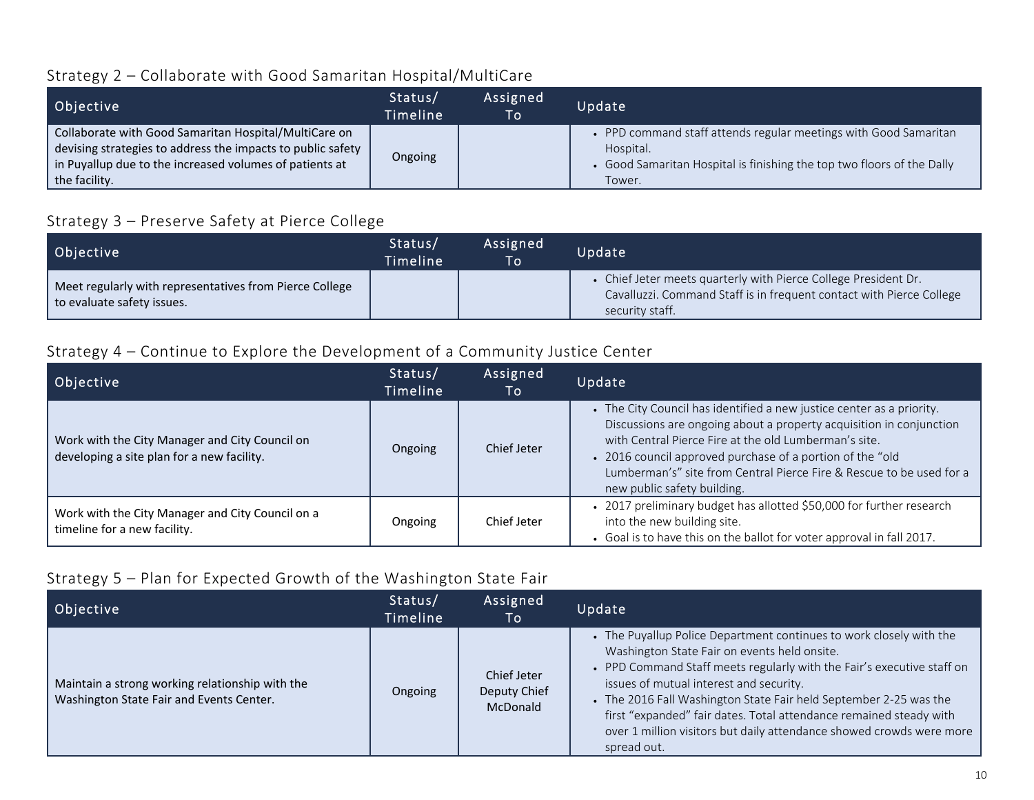## Strategy 2 – Collaborate with Good Samaritan Hospital/MultiCare

| Objective | Status/ Timeline | Assigned To | Update |
|---|---|---|---|
| Collaborate with Good Samaritan Hospital/MultiCare on devising strategies to address the impacts to public safety in Puyallup due to the increased volumes of patients at the facility. | Ongoing | | • PPD command staff attends regular meetings with Good Samaritan Hospital.<br>• Good Samaritan Hospital is finishing the top two floors of the Dally Tower. |

## Strategy 3 – Preserve Safety at Pierce College

| Objective | Status/ Timeline | Assigned To | Update |
|---|---|---|---|
| Meet regularly with representatives from Pierce College to evaluate safety issues. | | | • Chief Jeter meets quarterly with Pierce College President Dr. Cavalluzzi. Command Staff is in frequent contact with Pierce College security staff. |

## Strategy 4 – Continue to Explore the Development of a Community Justice Center

| Objective | Status/ Timeline | Assigned To | Update |
|---|---|---|---|
| Work with the City Manager and City Council on developing a site plan for a new facility. | Ongoing | Chief Jeter | • The City Council has identified a new justice center as a priority. Discussions are ongoing about a property acquisition in conjunction with Central Pierce Fire at the old Lumberman's site.<br>• 2016 council approved purchase of a portion of the "old Lumberman's" site from Central Pierce Fire & Rescue to be used for a new public safety building. |
| Work with the City Manager and City Council on a timeline for a new facility. | Ongoing | Chief Jeter | • 2017 preliminary budget has allotted $50,000 for further research into the new building site.<br>• Goal is to have this on the ballot for voter approval in fall 2017. |

## Strategy 5 – Plan for Expected Growth of the Washington State Fair

| Objective | Status/ Timeline | Assigned To | Update |
|---|---|---|---|
| Maintain a strong working relationship with the Washington State Fair and Events Center. | Ongoing | Chief Jeter<br>Deputy Chief McDonald | • The Puyallup Police Department continues to work closely with the Washington State Fair on events held onsite.<br>• PPD Command Staff meets regularly with the Fair's executive staff on issues of mutual interest and security.<br>• The 2016 Fall Washington State Fair held September 2-25 was the first "expanded" fair dates. Total attendance remained steady with over 1 million visitors but daily attendance showed crowds were more spread out. |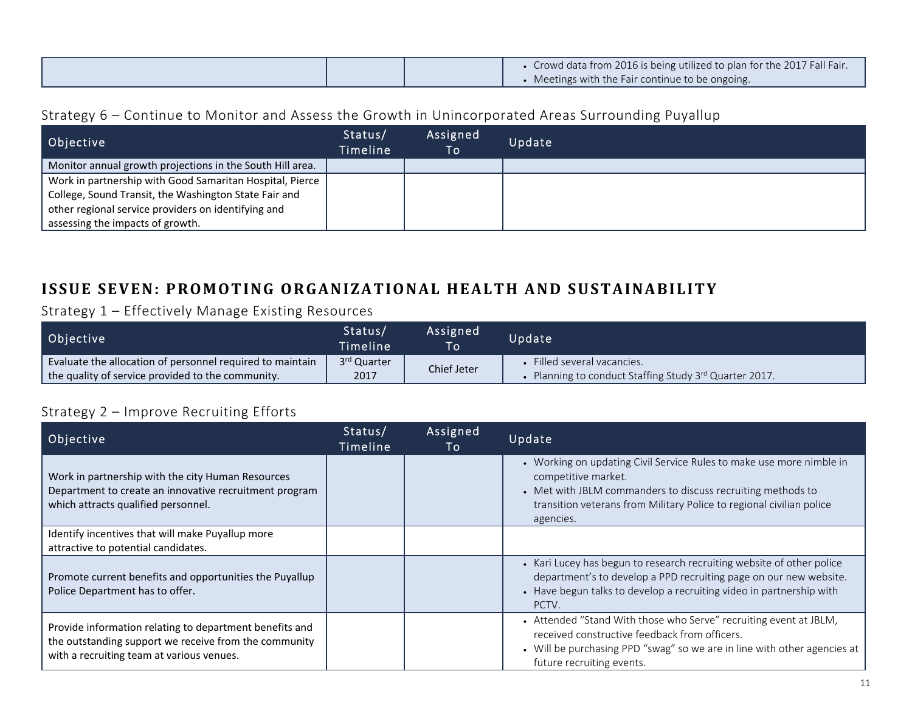| | | | • Crowd data from 2016 is being utilized to plan for the 2017 Fall Fair.<br>• Meetings with the Fair continue to be ongoing. |
|---|---|---|---|

### Strategy 6 – Continue to Monitor and Assess the Growth in Unincorporated Areas Surrounding Puyallup

| Objective | Status/ Timeline | Assigned To | Update |
|---|---|---|---|
| Monitor annual growth projections in the South Hill area. | | | |
| Work in partnership with Good Samaritan Hospital, Pierce College, Sound Transit, the Washington State Fair and other regional service providers on identifying and assessing the impacts of growth. | | | |

## ISSUE SEVEN: PROMOTING ORGANIZATIONAL HEALTH AND SUSTAINABILITY

### Strategy 1 – Effectively Manage Existing Resources

| Objective | Status/ Timeline | Assigned To | Update |
|---|---|---|---|
| Evaluate the allocation of personnel required to maintain the quality of service provided to the community. | 3rd Quarter 2017 | Chief Jeter | • Filled several vacancies.<br>• Planning to conduct Staffing Study 3rd Quarter 2017. |

### Strategy 2 – Improve Recruiting Efforts

| Objective | Status/ Timeline | Assigned To | Update |
|---|---|---|---|
| Work in partnership with the city Human Resources Department to create an innovative recruitment program which attracts qualified personnel. | | | • Working on updating Civil Service Rules to make use more nimble in competitive market.<br>• Met with JBLM commanders to discuss recruiting methods to transition veterans from Military Police to regional civilian police agencies. |
| Identify incentives that will make Puyallup more attractive to potential candidates. | | | |
| Promote current benefits and opportunities the Puyallup Police Department has to offer. | | | • Kari Lucey has begun to research recruiting website of other police department's to develop a PPD recruiting page on our new website.<br>• Have begun talks to develop a recruiting video in partnership with PCTV. |
| Provide information relating to department benefits and the outstanding support we receive from the community with a recruiting team at various venues. | | | • Attended "Stand With those who Serve" recruiting event at JBLM, received constructive feedback from officers.<br>• Will be purchasing PPD "swag" so we are in line with other agencies at future recruiting events. |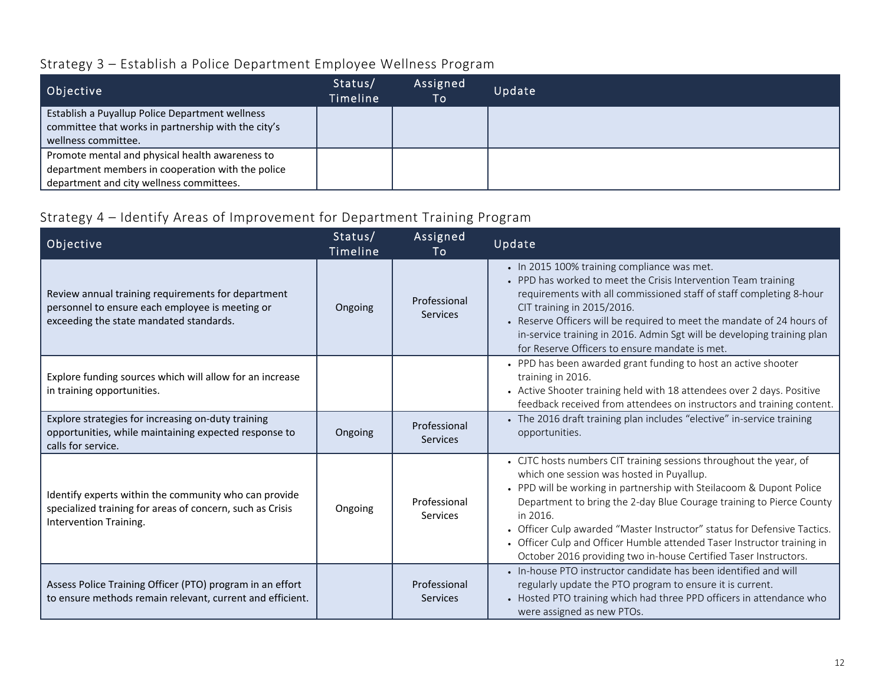## Strategy 3 – Establish a Police Department Employee Wellness Program

| Objective | Status/ Timeline | Assigned To | Update |
|---|---|---|---|
| Establish a Puyallup Police Department wellness committee that works in partnership with the city's wellness committee. | | | |
| Promote mental and physical health awareness to department members in cooperation with the police department and city wellness committees. | | | |

## Strategy 4 – Identify Areas of Improvement for Department Training Program

| Objective | Status/ Timeline | Assigned To | Update |
|---|---|---|---|
| Review annual training requirements for department personnel to ensure each employee is meeting or exceeding the state mandated standards. | Ongoing | Professional Services | • In 2015 100% training compliance was met.<br>• PPD has worked to meet the Crisis Intervention Team training requirements with all commissioned staff of staff completing 8-hour CIT training in 2015/2016.<br>• Reserve Officers will be required to meet the mandate of 24 hours of in-service training in 2016. Admin Sgt will be developing training plan for Reserve Officers to ensure mandate is met. |
| Explore funding sources which will allow for an increase in training opportunities. | | | • PPD has been awarded grant funding to host an active shooter training in 2016.<br>• Active Shooter training held with 18 attendees over 2 days. Positive feedback received from attendees on instructors and training content. |
| Explore strategies for increasing on-duty training opportunities, while maintaining expected response to calls for service. | Ongoing | Professional Services | • The 2016 draft training plan includes "elective" in-service training opportunities. |
| Identify experts within the community who can provide specialized training for areas of concern, such as Crisis Intervention Training. | Ongoing | Professional Services | • CJTC hosts numbers CIT training sessions throughout the year, of which one session was hosted in Puyallup.<br>• PPD will be working in partnership with Steilacoom & Dupont Police Department to bring the 2-day Blue Courage training to Pierce County in 2016.<br>• Officer Culp awarded "Master Instructor" status for Defensive Tactics.<br>• Officer Culp and Officer Humble attended Taser Instructor training in October 2016 providing two in-house Certified Taser Instructors. |
| Assess Police Training Officer (PTO) program in an effort to ensure methods remain relevant, current and efficient. | | Professional Services | • In-house PTO instructor candidate has been identified and will regularly update the PTO program to ensure it is current.<br>• Hosted PTO training which had three PPD officers in attendance who were assigned as new PTOs. |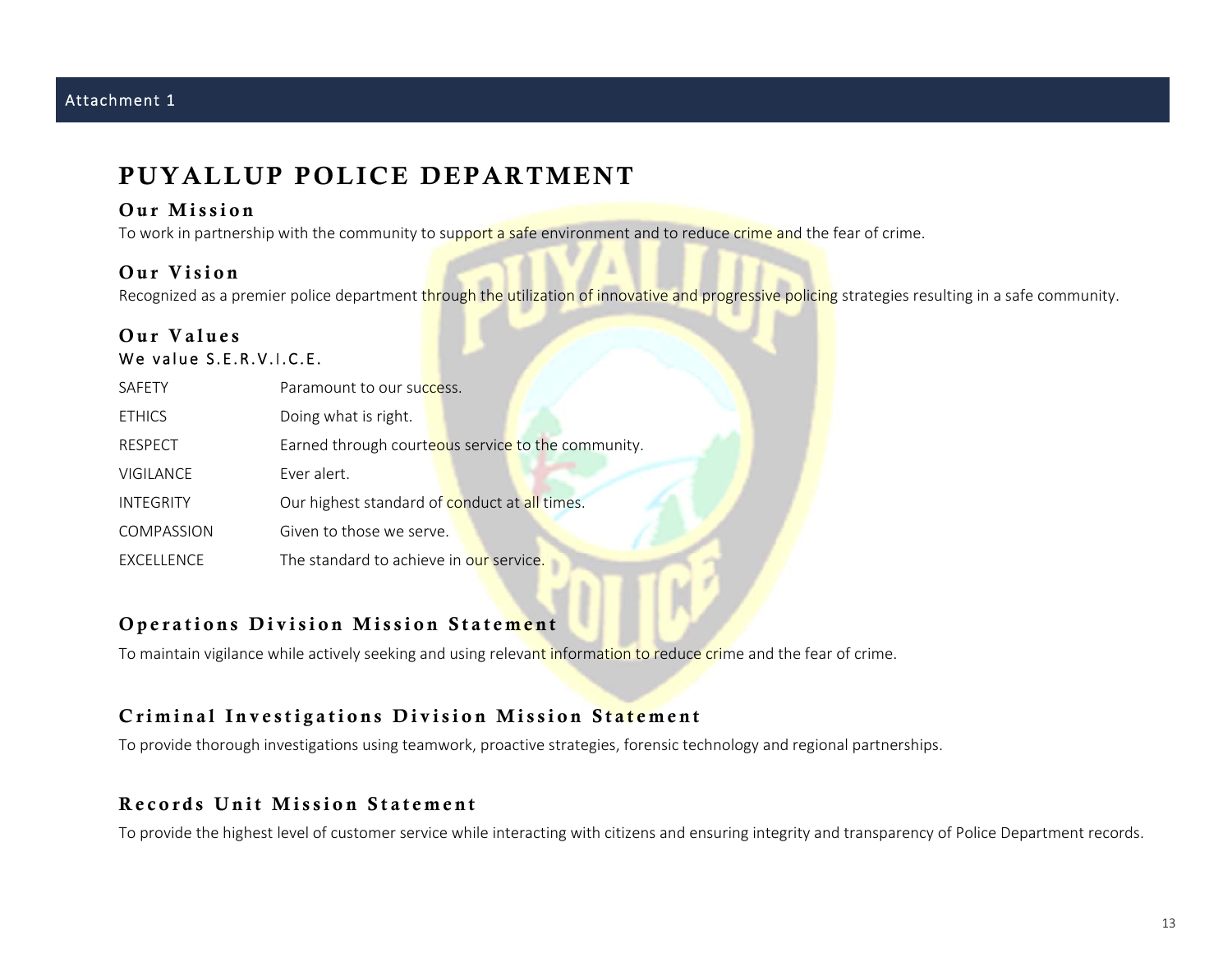Attachment 1

# PUYALLUP POLICE DEPARTMENT

## Our Mission

To work in partnership with the community to support a safe environment and to reduce crime and the fear of crime.

## Our Vision

Recognized as a premier police department through the utilization of innovative and progressive policing strategies resulting in a safe community.

## Our Values

We value S.E.R.V.I.C.E.

| | |
|---|---|
| SAFETY | Paramount to our success. |
| ETHICS | Doing what is right. |
| RESPECT | Earned through courteous service to the community. |
| VIGILANCE | Ever alert. |
| INTEGRITY | Our highest standard of conduct at all times. |
| COMPASSION | Given to those we serve. |
| EXCELLENCE | The standard to achieve in our service. |

## Operations Division Mission Statement

To maintain vigilance while actively seeking and using relevant information to reduce crime and the fear of crime.

## Criminal Investigations Division Mission Statement

To provide thorough investigations using teamwork, proactive strategies, forensic technology and regional partnerships.

## Records Unit Mission Statement

To provide the highest level of customer service while interacting with citizens and ensuring integrity and transparency of Police Department records.